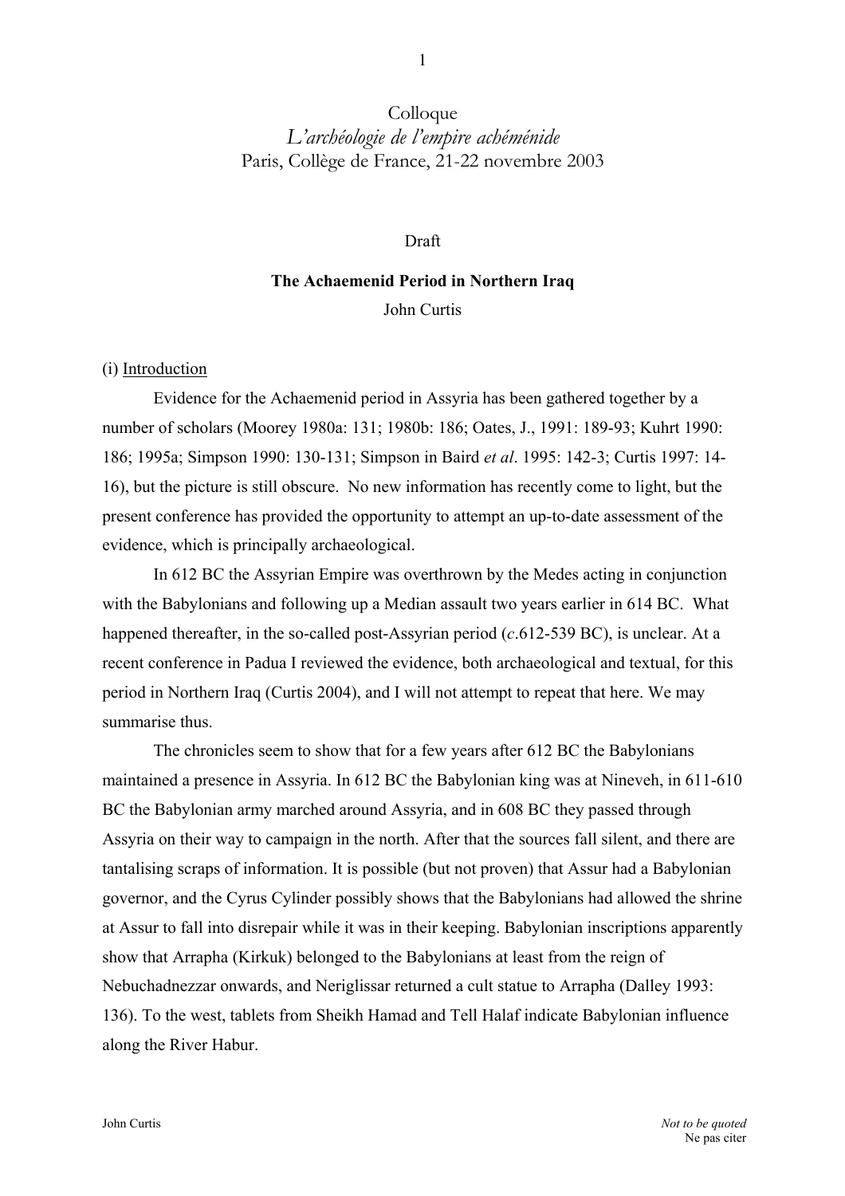Colloque

*L'archéologie de l'empire achéménide*

Paris, Collège de France, 21-22 novembre 2003

Draft

**The Achaemenid Period in Northern Iraq**

John Curtis

(i) Introduction

Evidence for the Achaemenid period in Assyria has been gathered together by a number of scholars (Moorey 1980a: 131; 1980b: 186; Oates, J., 1991: 189-93; Kuhrt 1990: 186; 1995a; Simpson 1990: 130-131; Simpson in Baird *et al*. 1995: 142-3; Curtis 1997: 14-16), but the picture is still obscure. No new information has recently come to light, but the present conference has provided the opportunity to attempt an up-to-date assessment of the evidence, which is principally archaeological.

In 612 BC the Assyrian Empire was overthrown by the Medes acting in conjunction with the Babylonians and following up a Median assault two years earlier in 614 BC. What happened thereafter, in the so-called post-Assyrian period (*c*.612-539 BC), is unclear. At a recent conference in Padua I reviewed the evidence, both archaeological and textual, for this period in Northern Iraq (Curtis 2004), and I will not attempt to repeat that here. We may summarise thus.

The chronicles seem to show that for a few years after 612 BC the Babylonians maintained a presence in Assyria. In 612 BC the Babylonian king was at Nineveh, in 611-610 BC the Babylonian army marched around Assyria, and in 608 BC they passed through Assyria on their way to campaign in the north. After that the sources fall silent, and there are tantalising scraps of information. It is possible (but not proven) that Assur had a Babylonian governor, and the Cyrus Cylinder possibly shows that the Babylonians had allowed the shrine at Assur to fall into disrepair while it was in their keeping. Babylonian inscriptions apparently show that Arrapha (Kirkuk) belonged to the Babylonians at least from the reign of Nebuchadnezzar onwards, and Neriglissar returned a cult statue to Arrapha (Dalley 1993: 136). To the west, tablets from Sheikh Hamad and Tell Halaf indicate Babylonian influence along the River Habur.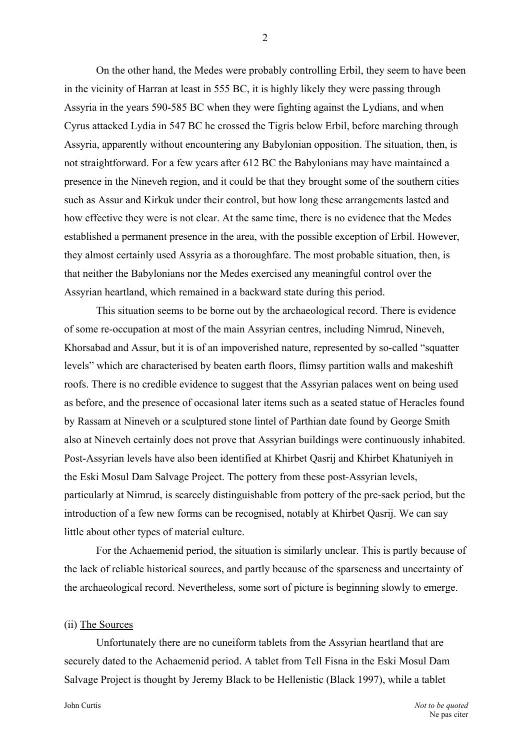On the other hand, the Medes were probably controlling Erbil, they seem to have been in the vicinity of Harran at least in 555 BC, it is highly likely they were passing through Assyria in the years 590-585 BC when they were fighting against the Lydians, and when Cyrus attacked Lydia in 547 BC he crossed the Tigris below Erbil, before marching through Assyria, apparently without encountering any Babylonian opposition. The situation, then, is not straightforward. For a few years after 612 BC the Babylonians may have maintained a presence in the Nineveh region, and it could be that they brought some of the southern cities such as Assur and Kirkuk under their control, but how long these arrangements lasted and how effective they were is not clear. At the same time, there is no evidence that the Medes established a permanent presence in the area, with the possible exception of Erbil. However, they almost certainly used Assyria as a thoroughfare. The most probable situation, then, is that neither the Babylonians nor the Medes exercised any meaningful control over the Assyrian heartland, which remained in a backward state during this period.

This situation seems to be borne out by the archaeological record. There is evidence of some re-occupation at most of the main Assyrian centres, including Nimrud, Nineveh, Khorsabad and Assur, but it is of an impoverished nature, represented by so-called "squatter levels" which are characterised by beaten earth floors, flimsy partition walls and makeshift roofs. There is no credible evidence to suggest that the Assyrian palaces went on being used as before, and the presence of occasional later items such as a seated statue of Heracles found by Rassam at Nineveh or a sculptured stone lintel of Parthian date found by George Smith also at Nineveh certainly does not prove that Assyrian buildings were continuously inhabited. Post-Assyrian levels have also been identified at Khirbet Qasrij and Khirbet Khatuniyeh in the Eski Mosul Dam Salvage Project. The pottery from these post-Assyrian levels, particularly at Nimrud, is scarcely distinguishable from pottery of the pre-sack period, but the introduction of a few new forms can be recognised, notably at Khirbet Qasrij. We can say little about other types of material culture.

For the Achaemenid period, the situation is similarly unclear. This is partly because of the lack of reliable historical sources, and partly because of the sparseness and uncertainty of the archaeological record. Nevertheless, some sort of picture is beginning slowly to emerge.

### (ii) The Sources

Unfortunately there are no cuneiform tablets from the Assyrian heartland that are securely dated to the Achaemenid period. A tablet from Tell Fisna in the Eski Mosul Dam Salvage Project is thought by Jeremy Black to be Hellenistic (Black 1997), while a tablet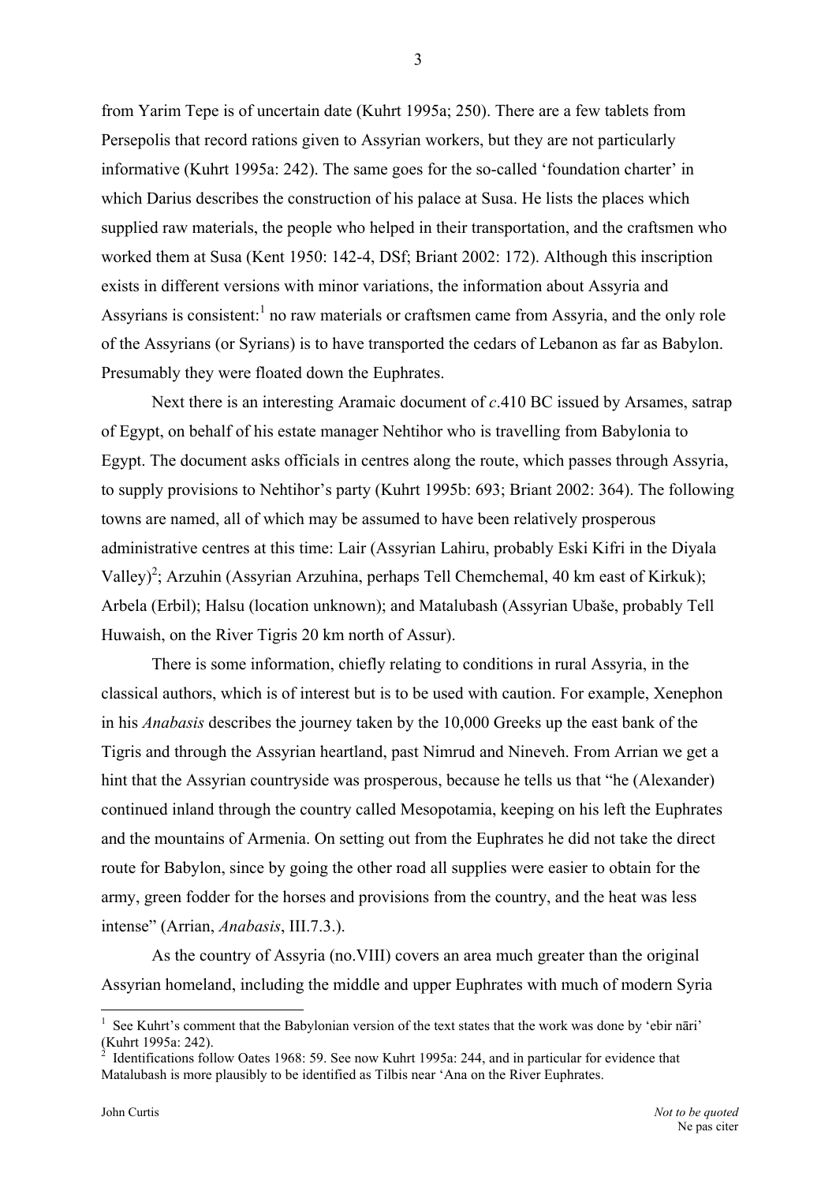from Yarim Tepe is of uncertain date (Kuhrt 1995a; 250). There are a few tablets from Persepolis that record rations given to Assyrian workers, but they are not particularly informative (Kuhrt 1995a: 242). The same goes for the so-called 'foundation charter' in which Darius describes the construction of his palace at Susa. He lists the places which supplied raw materials, the people who helped in their transportation, and the craftsmen who worked them at Susa (Kent 1950: 142-4, DSf; Briant 2002: 172). Although this inscription exists in different versions with minor variations, the information about Assyria and Assyrians is consistent:[1] no raw materials or craftsmen came from Assyria, and the only role of the Assyrians (or Syrians) is to have transported the cedars of Lebanon as far as Babylon. Presumably they were floated down the Euphrates.

Next there is an interesting Aramaic document of *c*.410 BC issued by Arsames, satrap of Egypt, on behalf of his estate manager Nehtihor who is travelling from Babylonia to Egypt. The document asks officials in centres along the route, which passes through Assyria, to supply provisions to Nehtihor's party (Kuhrt 1995b: 693; Briant 2002: 364). The following towns are named, all of which may be assumed to have been relatively prosperous administrative centres at this time: Lair (Assyrian Lahiru, probably Eski Kifri in the Diyala Valley)[2]; Arzuhin (Assyrian Arzuhina, perhaps Tell Chemchemal, 40 km east of Kirkuk); Arbela (Erbil); Halsu (location unknown); and Matalubash (Assyrian Ubaše, probably Tell Huwaish, on the River Tigris 20 km north of Assur).

There is some information, chiefly relating to conditions in rural Assyria, in the classical authors, which is of interest but is to be used with caution. For example, Xenephon in his *Anabasis* describes the journey taken by the 10,000 Greeks up the east bank of the Tigris and through the Assyrian heartland, past Nimrud and Nineveh. From Arrian we get a hint that the Assyrian countryside was prosperous, because he tells us that "he (Alexander) continued inland through the country called Mesopotamia, keeping on his left the Euphrates and the mountains of Armenia. On setting out from the Euphrates he did not take the direct route for Babylon, since by going the other road all supplies were easier to obtain for the army, green fodder for the horses and provisions from the country, and the heat was less intense" (Arrian, *Anabasis*, III.7.3.).

As the country of Assyria (no.VIII) covers an area much greater than the original Assyrian homeland, including the middle and upper Euphrates with much of modern Syria

---

[1] See Kuhrt's comment that the Babylonian version of the text states that the work was done by 'ebir nāri' (Kuhrt 1995a: 242).

[2] Identifications follow Oates 1968: 59. See now Kuhrt 1995a: 244, and in particular for evidence that Matalubash is more plausibly to be identified as Tilbis near 'Ana on the River Euphrates.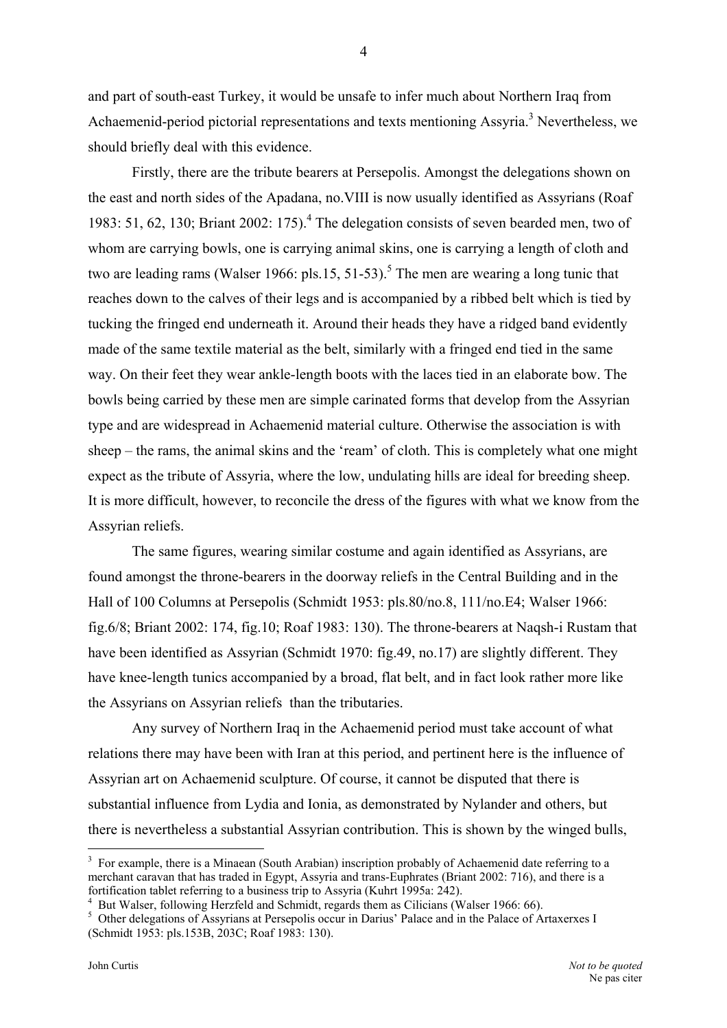and part of south-east Turkey, it would be unsafe to infer much about Northern Iraq from Achaemenid-period pictorial representations and texts mentioning Assyria.[3] Nevertheless, we should briefly deal with this evidence.

Firstly, there are the tribute bearers at Persepolis. Amongst the delegations shown on the east and north sides of the Apadana, no.VIII is now usually identified as Assyrians (Roaf 1983: 51, 62, 130; Briant 2002: 175).[4] The delegation consists of seven bearded men, two of whom are carrying bowls, one is carrying animal skins, one is carrying a length of cloth and two are leading rams (Walser 1966: pls.15, 51-53).[5] The men are wearing a long tunic that reaches down to the calves of their legs and is accompanied by a ribbed belt which is tied by tucking the fringed end underneath it. Around their heads they have a ridged band evidently made of the same textile material as the belt, similarly with a fringed end tied in the same way. On their feet they wear ankle-length boots with the laces tied in an elaborate bow. The bowls being carried by these men are simple carinated forms that develop from the Assyrian type and are widespread in Achaemenid material culture. Otherwise the association is with sheep – the rams, the animal skins and the 'ream' of cloth. This is completely what one might expect as the tribute of Assyria, where the low, undulating hills are ideal for breeding sheep. It is more difficult, however, to reconcile the dress of the figures with what we know from the Assyrian reliefs.

The same figures, wearing similar costume and again identified as Assyrians, are found amongst the throne-bearers in the doorway reliefs in the Central Building and in the Hall of 100 Columns at Persepolis (Schmidt 1953: pls.80/no.8, 111/no.E4; Walser 1966: fig.6/8; Briant 2002: 174, fig.10; Roaf 1983: 130). The throne-bearers at Naqsh-i Rustam that have been identified as Assyrian (Schmidt 1970: fig.49, no.17) are slightly different. They have knee-length tunics accompanied by a broad, flat belt, and in fact look rather more like the Assyrians on Assyrian reliefs than the tributaries.

Any survey of Northern Iraq in the Achaemenid period must take account of what relations there may have been with Iran at this period, and pertinent here is the influence of Assyrian art on Achaemenid sculpture. Of course, it cannot be disputed that there is substantial influence from Lydia and Ionia, as demonstrated by Nylander and others, but there is nevertheless a substantial Assyrian contribution. This is shown by the winged bulls,

[3] For example, there is a Minaean (South Arabian) inscription probably of Achaemenid date referring to a merchant caravan that has traded in Egypt, Assyria and trans-Euphrates (Briant 2002: 716), and there is a fortification tablet referring to a business trip to Assyria (Kuhrt 1995a: 242).

[4] But Walser, following Herzfeld and Schmidt, regards them as Cilicians (Walser 1966: 66).

[5] Other delegations of Assyrians at Persepolis occur in Darius' Palace and in the Palace of Artaxerxes I (Schmidt 1953: pls.153B, 203C; Roaf 1983: 130).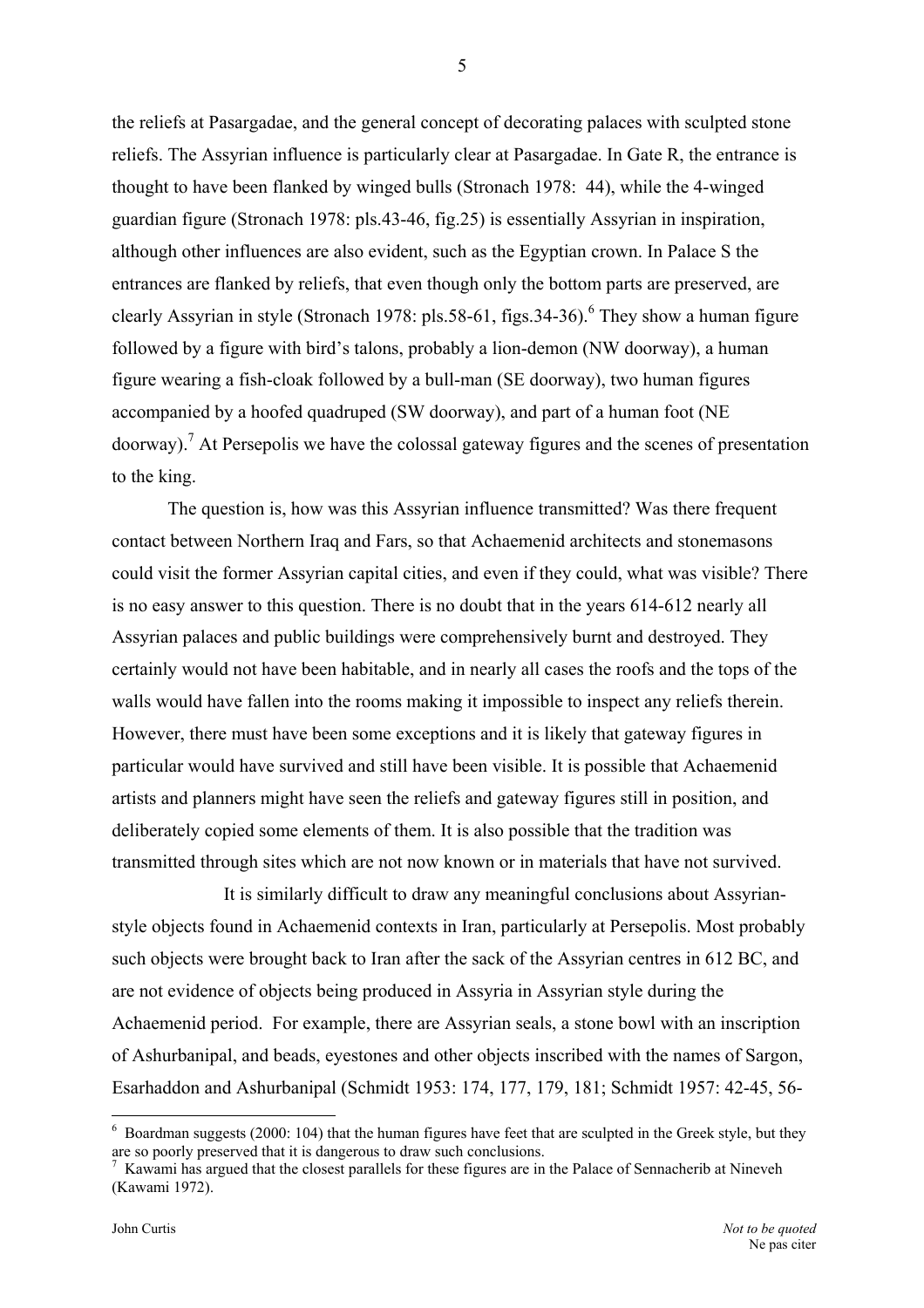the reliefs at Pasargadae, and the general concept of decorating palaces with sculpted stone reliefs. The Assyrian influence is particularly clear at Pasargadae. In Gate R, the entrance is thought to have been flanked by winged bulls (Stronach 1978: 44), while the 4-winged guardian figure (Stronach 1978: pls.43-46, fig.25) is essentially Assyrian in inspiration, although other influences are also evident, such as the Egyptian crown. In Palace S the entrances are flanked by reliefs, that even though only the bottom parts are preserved, are clearly Assyrian in style (Stronach 1978: pls.58-61, figs.34-36).[6] They show a human figure followed by a figure with bird's talons, probably a lion-demon (NW doorway), a human figure wearing a fish-cloak followed by a bull-man (SE doorway), two human figures accompanied by a hoofed quadruped (SW doorway), and part of a human foot (NE doorway).[7] At Persepolis we have the colossal gateway figures and the scenes of presentation to the king.

The question is, how was this Assyrian influence transmitted? Was there frequent contact between Northern Iraq and Fars, so that Achaemenid architects and stonemasons could visit the former Assyrian capital cities, and even if they could, what was visible? There is no easy answer to this question. There is no doubt that in the years 614-612 nearly all Assyrian palaces and public buildings were comprehensively burnt and destroyed. They certainly would not have been habitable, and in nearly all cases the roofs and the tops of the walls would have fallen into the rooms making it impossible to inspect any reliefs therein. However, there must have been some exceptions and it is likely that gateway figures in particular would have survived and still have been visible. It is possible that Achaemenid artists and planners might have seen the reliefs and gateway figures still in position, and deliberately copied some elements of them. It is also possible that the tradition was transmitted through sites which are not now known or in materials that have not survived.

It is similarly difficult to draw any meaningful conclusions about Assyrian-style objects found in Achaemenid contexts in Iran, particularly at Persepolis. Most probably such objects were brought back to Iran after the sack of the Assyrian centres in 612 BC, and are not evidence of objects being produced in Assyria in Assyrian style during the Achaemenid period. For example, there are Assyrian seals, a stone bowl with an inscription of Ashurbanipal, and beads, eyestones and other objects inscribed with the names of Sargon, Esarhaddon and Ashurbanipal (Schmidt 1953: 174, 177, 179, 181; Schmidt 1957: 42-45, 56-

---

[6] Boardman suggests (2000: 104) that the human figures have feet that are sculpted in the Greek style, but they are so poorly preserved that it is dangerous to draw such conclusions.

[7] Kawami has argued that the closest parallels for these figures are in the Palace of Sennacherib at Nineveh (Kawami 1972).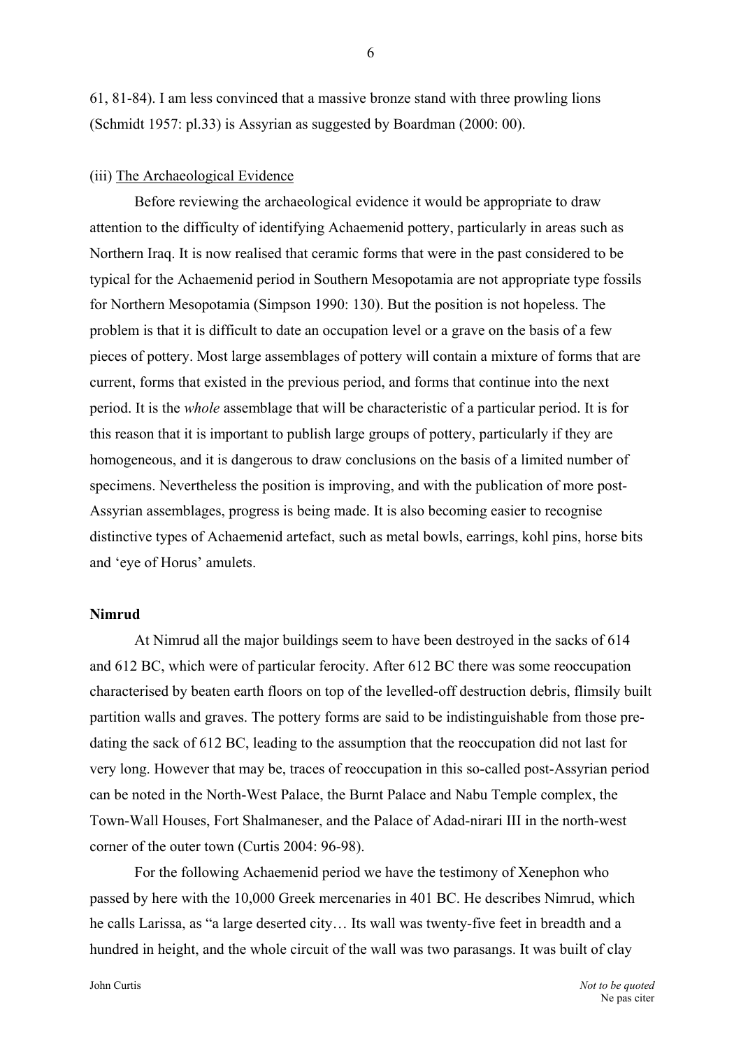61, 81-84). I am less convinced that a massive bronze stand with three prowling lions (Schmidt 1957: pl.33) is Assyrian as suggested by Boardman (2000: 00).

(iii) The Archaeological Evidence

Before reviewing the archaeological evidence it would be appropriate to draw attention to the difficulty of identifying Achaemenid pottery, particularly in areas such as Northern Iraq. It is now realised that ceramic forms that were in the past considered to be typical for the Achaemenid period in Southern Mesopotamia are not appropriate type fossils for Northern Mesopotamia (Simpson 1990: 130). But the position is not hopeless. The problem is that it is difficult to date an occupation level or a grave on the basis of a few pieces of pottery. Most large assemblages of pottery will contain a mixture of forms that are current, forms that existed in the previous period, and forms that continue into the next period. It is the *whole* assemblage that will be characteristic of a particular period. It is for this reason that it is important to publish large groups of pottery, particularly if they are homogeneous, and it is dangerous to draw conclusions on the basis of a limited number of specimens. Nevertheless the position is improving, and with the publication of more post-Assyrian assemblages, progress is being made. It is also becoming easier to recognise distinctive types of Achaemenid artefact, such as metal bowls, earrings, kohl pins, horse bits and 'eye of Horus' amulets.

**Nimrud**

At Nimrud all the major buildings seem to have been destroyed in the sacks of 614 and 612 BC, which were of particular ferocity. After 612 BC there was some reoccupation characterised by beaten earth floors on top of the levelled-off destruction debris, flimsily built partition walls and graves. The pottery forms are said to be indistinguishable from those pre-dating the sack of 612 BC, leading to the assumption that the reoccupation did not last for very long. However that may be, traces of reoccupation in this so-called post-Assyrian period can be noted in the North-West Palace, the Burnt Palace and Nabu Temple complex, the Town-Wall Houses, Fort Shalmaneser, and the Palace of Adad-nirari III in the north-west corner of the outer town (Curtis 2004: 96-98).

For the following Achaemenid period we have the testimony of Xenephon who passed by here with the 10,000 Greek mercenaries in 401 BC. He describes Nimrud, which he calls Larissa, as "a large deserted city… Its wall was twenty-five feet in breadth and a hundred in height, and the whole circuit of the wall was two parasangs. It was built of clay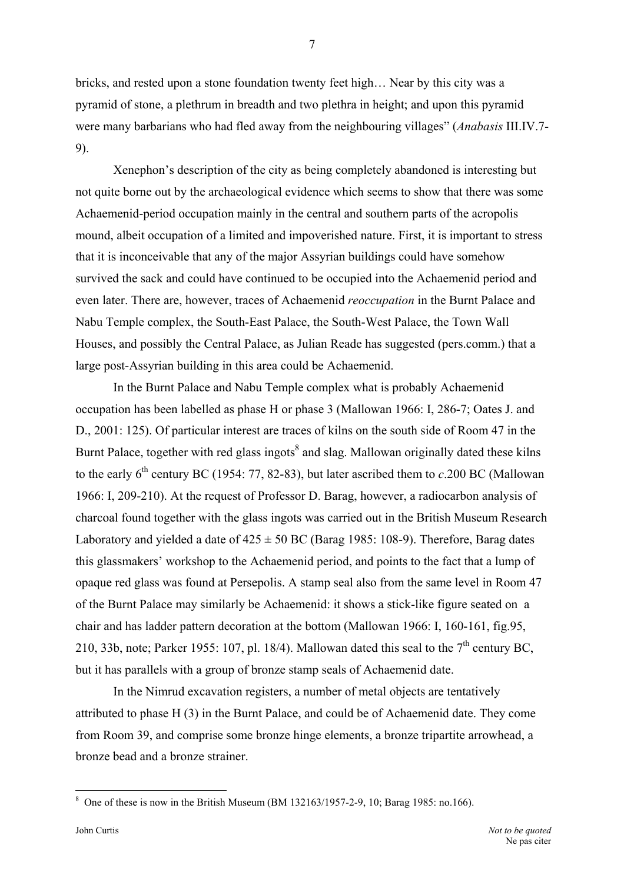bricks, and rested upon a stone foundation twenty feet high… Near by this city was a pyramid of stone, a plethrum in breadth and two plethra in height; and upon this pyramid were many barbarians who had fled away from the neighbouring villages" (*Anabasis* III.IV.7-9).

Xenephon's description of the city as being completely abandoned is interesting but not quite borne out by the archaeological evidence which seems to show that there was some Achaemenid-period occupation mainly in the central and southern parts of the acropolis mound, albeit occupation of a limited and impoverished nature. First, it is important to stress that it is inconceivable that any of the major Assyrian buildings could have somehow survived the sack and could have continued to be occupied into the Achaemenid period and even later. There are, however, traces of Achaemenid *reoccupation* in the Burnt Palace and Nabu Temple complex, the South-East Palace, the South-West Palace, the Town Wall Houses, and possibly the Central Palace, as Julian Reade has suggested (pers.comm.) that a large post-Assyrian building in this area could be Achaemenid.

In the Burnt Palace and Nabu Temple complex what is probably Achaemenid occupation has been labelled as phase H or phase 3 (Mallowan 1966: I, 286-7; Oates J. and D., 2001: 125). Of particular interest are traces of kilns on the south side of Room 47 in the Burnt Palace, together with red glass ingots[8] and slag. Mallowan originally dated these kilns to the early 6th century BC (1954: 77, 82-83), but later ascribed them to *c*.200 BC (Mallowan 1966: I, 209-210). At the request of Professor D. Barag, however, a radiocarbon analysis of charcoal found together with the glass ingots was carried out in the British Museum Research Laboratory and yielded a date of 425 ± 50 BC (Barag 1985: 108-9). Therefore, Barag dates this glassmakers' workshop to the Achaemenid period, and points to the fact that a lump of opaque red glass was found at Persepolis. A stamp seal also from the same level in Room 47 of the Burnt Palace may similarly be Achaemenid: it shows a stick-like figure seated on a chair and has ladder pattern decoration at the bottom (Mallowan 1966: I, 160-161, fig.95, 210, 33b, note; Parker 1955: 107, pl. 18/4). Mallowan dated this seal to the 7th century BC, but it has parallels with a group of bronze stamp seals of Achaemenid date.

In the Nimrud excavation registers, a number of metal objects are tentatively attributed to phase H (3) in the Burnt Palace, and could be of Achaemenid date. They come from Room 39, and comprise some bronze hinge elements, a bronze tripartite arrowhead, a bronze bead and a bronze strainer.

[8] One of these is now in the British Museum (BM 132163/1957-2-9, 10; Barag 1985: no.166).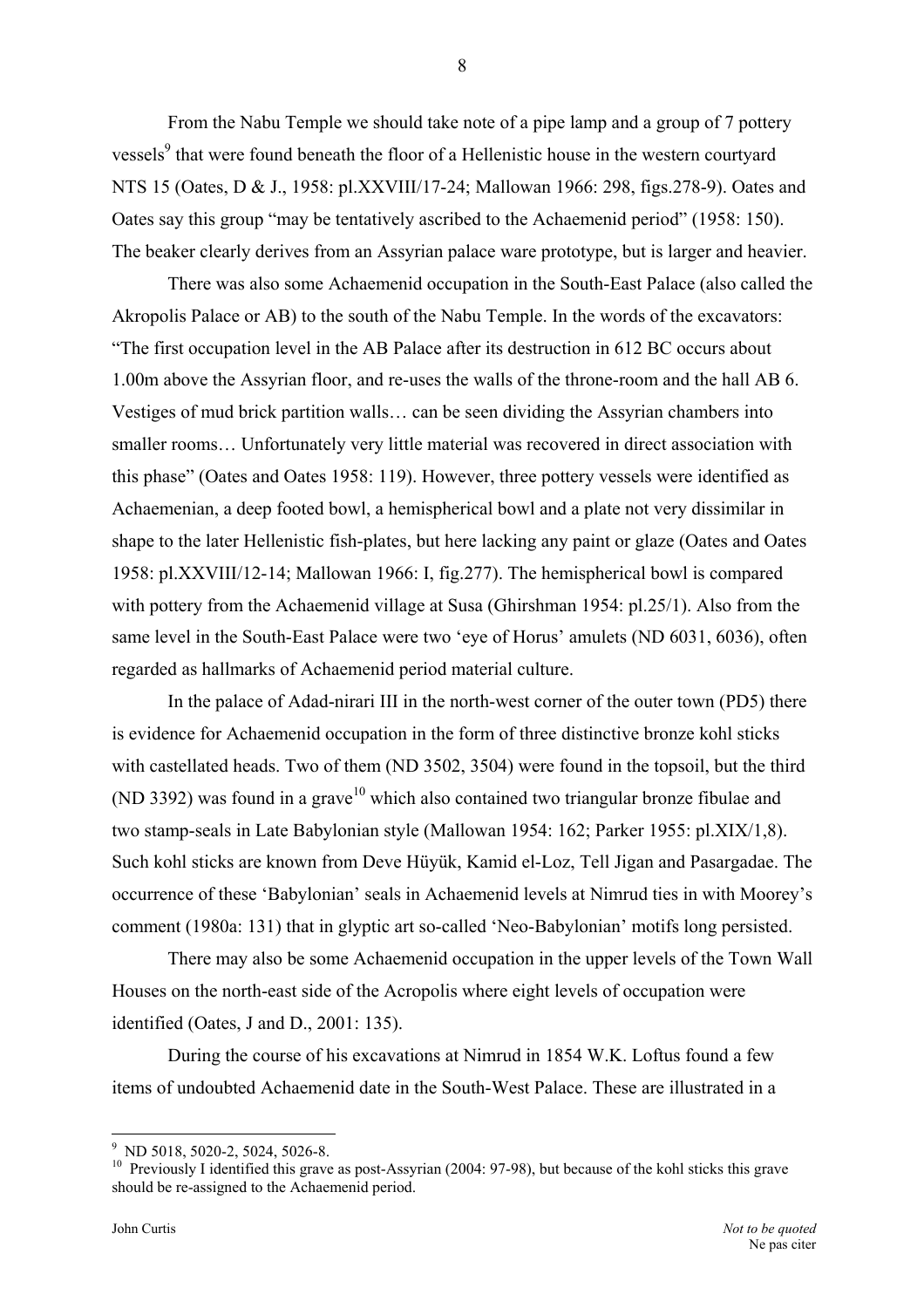From the Nabu Temple we should take note of a pipe lamp and a group of 7 pottery vessels[9] that were found beneath the floor of a Hellenistic house in the western courtyard NTS 15 (Oates, D & J., 1958: pl.XXVIII/17-24; Mallowan 1966: 298, figs.278-9). Oates and Oates say this group "may be tentatively ascribed to the Achaemenid period" (1958: 150). The beaker clearly derives from an Assyrian palace ware prototype, but is larger and heavier.

There was also some Achaemenid occupation in the South-East Palace (also called the Akropolis Palace or AB) to the south of the Nabu Temple. In the words of the excavators: "The first occupation level in the AB Palace after its destruction in 612 BC occurs about 1.00m above the Assyrian floor, and re-uses the walls of the throne-room and the hall AB 6. Vestiges of mud brick partition walls… can be seen dividing the Assyrian chambers into smaller rooms… Unfortunately very little material was recovered in direct association with this phase" (Oates and Oates 1958: 119). However, three pottery vessels were identified as Achaemenian, a deep footed bowl, a hemispherical bowl and a plate not very dissimilar in shape to the later Hellenistic fish-plates, but here lacking any paint or glaze (Oates and Oates 1958: pl.XXVIII/12-14; Mallowan 1966: I, fig.277). The hemispherical bowl is compared with pottery from the Achaemenid village at Susa (Ghirshman 1954: pl.25/1). Also from the same level in the South-East Palace were two 'eye of Horus' amulets (ND 6031, 6036), often regarded as hallmarks of Achaemenid period material culture.

In the palace of Adad-nirari III in the north-west corner of the outer town (PD5) there is evidence for Achaemenid occupation in the form of three distinctive bronze kohl sticks with castellated heads. Two of them (ND 3502, 3504) were found in the topsoil, but the third (ND 3392) was found in a grave[10] which also contained two triangular bronze fibulae and two stamp-seals in Late Babylonian style (Mallowan 1954: 162; Parker 1955: pl.XIX/1,8). Such kohl sticks are known from Deve Hüyük, Kamid el-Loz, Tell Jigan and Pasargadae. The occurrence of these 'Babylonian' seals in Achaemenid levels at Nimrud ties in with Moorey's comment (1980a: 131) that in glyptic art so-called 'Neo-Babylonian' motifs long persisted.

There may also be some Achaemenid occupation in the upper levels of the Town Wall Houses on the north-east side of the Acropolis where eight levels of occupation were identified (Oates, J and D., 2001: 135).

During the course of his excavations at Nimrud in 1854 W.K. Loftus found a few items of undoubted Achaemenid date in the South-West Palace. These are illustrated in a

---

[9] ND 5018, 5020-2, 5024, 5026-8.

[10] Previously I identified this grave as post-Assyrian (2004: 97-98), but because of the kohl sticks this grave should be re-assigned to the Achaemenid period.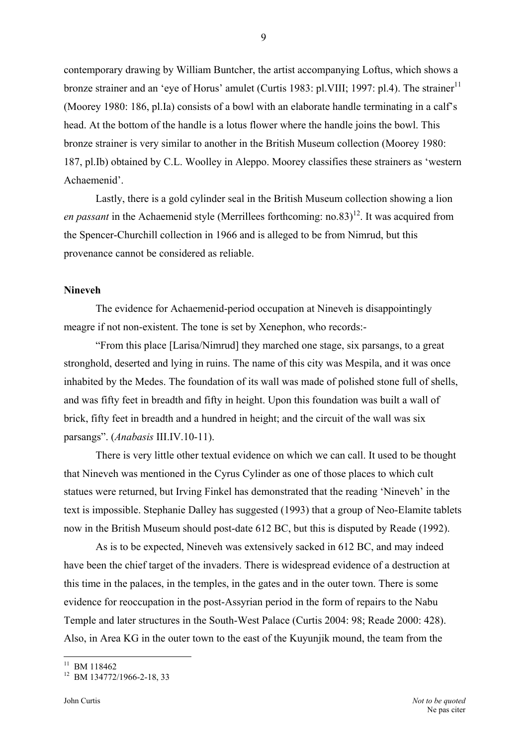contemporary drawing by William Buntcher, the artist accompanying Loftus, which shows a bronze strainer and an 'eye of Horus' amulet (Curtis 1983: pl.VIII; 1997: pl.4). The strainer[11] (Moorey 1980: 186, pl.Ia) consists of a bowl with an elaborate handle terminating in a calf's head. At the bottom of the handle is a lotus flower where the handle joins the bowl. This bronze strainer is very similar to another in the British Museum collection (Moorey 1980: 187, pl.Ib) obtained by C.L. Woolley in Aleppo. Moorey classifies these strainers as 'western Achaemenid'.

Lastly, there is a gold cylinder seal in the British Museum collection showing a lion *en passant* in the Achaemenid style (Merrillees forthcoming: no.83)[12]. It was acquired from the Spencer-Churchill collection in 1966 and is alleged to be from Nimrud, but this provenance cannot be considered as reliable.

**Nineveh**

The evidence for Achaemenid-period occupation at Nineveh is disappointingly meagre if not non-existent. The tone is set by Xenephon, who records:-

"From this place [Larisa/Nimrud] they marched one stage, six parsangs, to a great stronghold, deserted and lying in ruins. The name of this city was Mespila, and it was once inhabited by the Medes. The foundation of its wall was made of polished stone full of shells, and was fifty feet in breadth and fifty in height. Upon this foundation was built a wall of brick, fifty feet in breadth and a hundred in height; and the circuit of the wall was six parsangs". (*Anabasis* III.IV.10-11).

There is very little other textual evidence on which we can call. It used to be thought that Nineveh was mentioned in the Cyrus Cylinder as one of those places to which cult statues were returned, but Irving Finkel has demonstrated that the reading 'Nineveh' in the text is impossible. Stephanie Dalley has suggested (1993) that a group of Neo-Elamite tablets now in the British Museum should post-date 612 BC, but this is disputed by Reade (1992).

As is to be expected, Nineveh was extensively sacked in 612 BC, and may indeed have been the chief target of the invaders. There is widespread evidence of a destruction at this time in the palaces, in the temples, in the gates and in the outer town. There is some evidence for reoccupation in the post-Assyrian period in the form of repairs to the Nabu Temple and later structures in the South-West Palace (Curtis 2004: 98; Reade 2000: 428). Also, in Area KG in the outer town to the east of the Kuyunjik mound, the team from the

[11] BM 118462

[12] BM 134772/1966-2-18, 33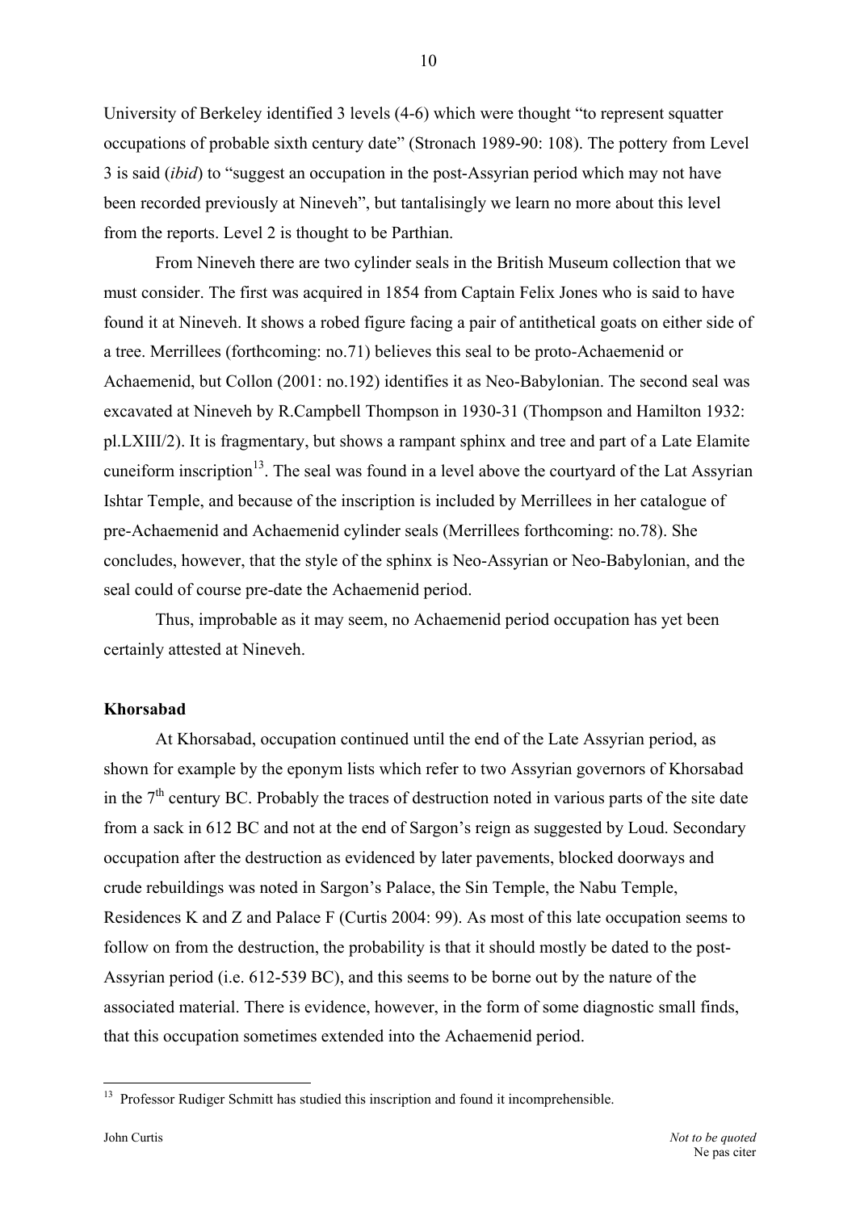University of Berkeley identified 3 levels (4-6) which were thought "to represent squatter occupations of probable sixth century date" (Stronach 1989-90: 108). The pottery from Level 3 is said (*ibid*) to "suggest an occupation in the post-Assyrian period which may not have been recorded previously at Nineveh", but tantalisingly we learn no more about this level from the reports. Level 2 is thought to be Parthian.

From Nineveh there are two cylinder seals in the British Museum collection that we must consider. The first was acquired in 1854 from Captain Felix Jones who is said to have found it at Nineveh. It shows a robed figure facing a pair of antithetical goats on either side of a tree. Merrillees (forthcoming: no.71) believes this seal to be proto-Achaemenid or Achaemenid, but Collon (2001: no.192) identifies it as Neo-Babylonian. The second seal was excavated at Nineveh by R.Campbell Thompson in 1930-31 (Thompson and Hamilton 1932: pl.LXIII/2). It is fragmentary, but shows a rampant sphinx and tree and part of a Late Elamite cuneiform inscription[13]. The seal was found in a level above the courtyard of the Lat Assyrian Ishtar Temple, and because of the inscription is included by Merrillees in her catalogue of pre-Achaemenid and Achaemenid cylinder seals (Merrillees forthcoming: no.78). She concludes, however, that the style of the sphinx is Neo-Assyrian or Neo-Babylonian, and the seal could of course pre-date the Achaemenid period.

Thus, improbable as it may seem, no Achaemenid period occupation has yet been certainly attested at Nineveh.

**Khorsabad**

At Khorsabad, occupation continued until the end of the Late Assyrian period, as shown for example by the eponym lists which refer to two Assyrian governors of Khorsabad in the 7th century BC. Probably the traces of destruction noted in various parts of the site date from a sack in 612 BC and not at the end of Sargon's reign as suggested by Loud. Secondary occupation after the destruction as evidenced by later pavements, blocked doorways and crude rebuildings was noted in Sargon's Palace, the Sin Temple, the Nabu Temple, Residences K and Z and Palace F (Curtis 2004: 99). As most of this late occupation seems to follow on from the destruction, the probability is that it should mostly be dated to the post-Assyrian period (i.e. 612-539 BC), and this seems to be borne out by the nature of the associated material. There is evidence, however, in the form of some diagnostic small finds, that this occupation sometimes extended into the Achaemenid period.

[13] Professor Rudiger Schmitt has studied this inscription and found it incomprehensible.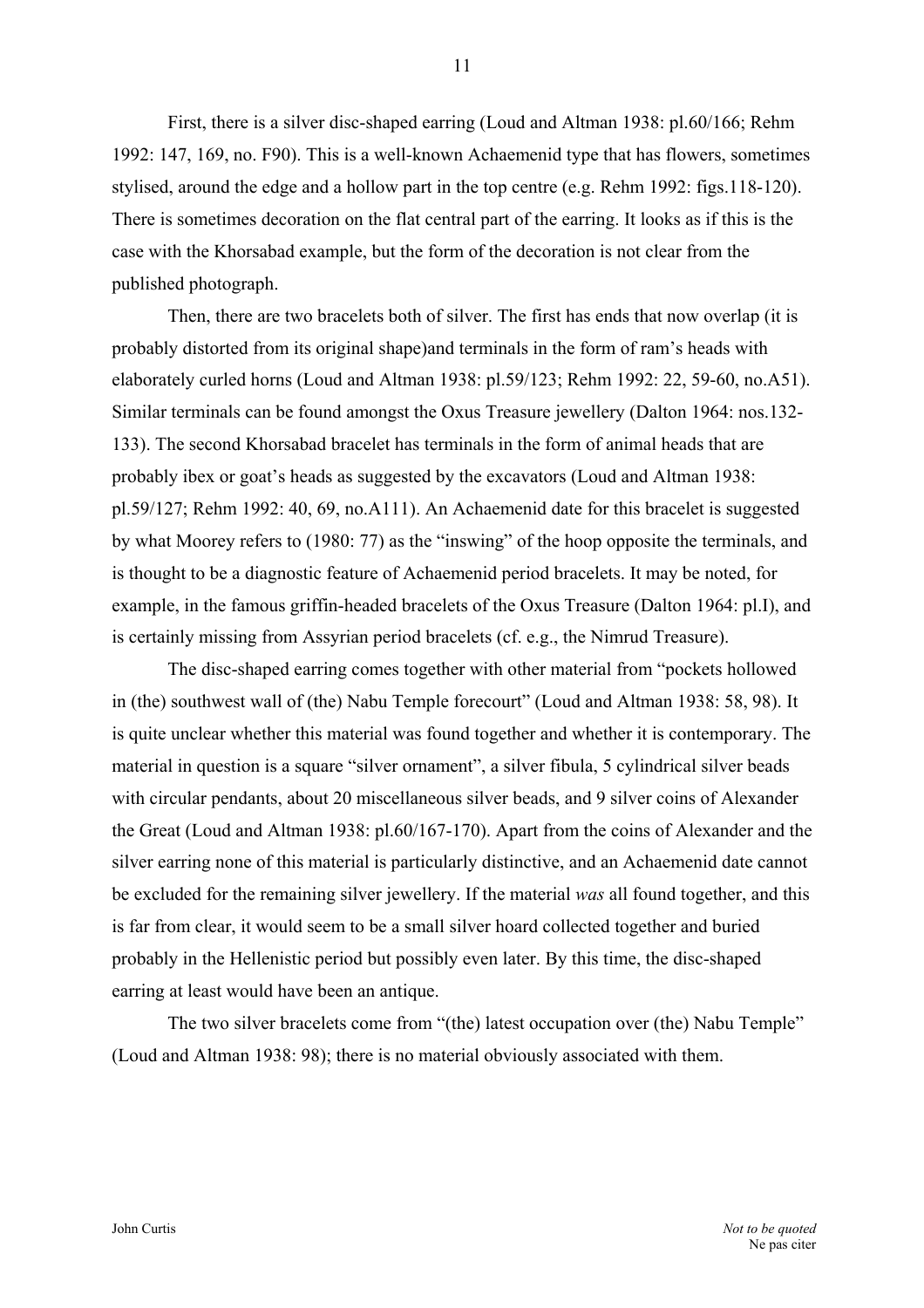First, there is a silver disc-shaped earring (Loud and Altman 1938: pl.60/166; Rehm 1992: 147, 169, no. F90). This is a well-known Achaemenid type that has flowers, sometimes stylised, around the edge and a hollow part in the top centre (e.g. Rehm 1992: figs.118-120). There is sometimes decoration on the flat central part of the earring. It looks as if this is the case with the Khorsabad example, but the form of the decoration is not clear from the published photograph.

Then, there are two bracelets both of silver. The first has ends that now overlap (it is probably distorted from its original shape)and terminals in the form of ram's heads with elaborately curled horns (Loud and Altman 1938: pl.59/123; Rehm 1992: 22, 59-60, no.A51). Similar terminals can be found amongst the Oxus Treasure jewellery (Dalton 1964: nos.132-133). The second Khorsabad bracelet has terminals in the form of animal heads that are probably ibex or goat's heads as suggested by the excavators (Loud and Altman 1938: pl.59/127; Rehm 1992: 40, 69, no.A111). An Achaemenid date for this bracelet is suggested by what Moorey refers to (1980: 77) as the "inswing" of the hoop opposite the terminals, and is thought to be a diagnostic feature of Achaemenid period bracelets. It may be noted, for example, in the famous griffin-headed bracelets of the Oxus Treasure (Dalton 1964: pl.I), and is certainly missing from Assyrian period bracelets (cf. e.g., the Nimrud Treasure).

The disc-shaped earring comes together with other material from "pockets hollowed in (the) southwest wall of (the) Nabu Temple forecourt" (Loud and Altman 1938: 58, 98). It is quite unclear whether this material was found together and whether it is contemporary. The material in question is a square "silver ornament", a silver fibula, 5 cylindrical silver beads with circular pendants, about 20 miscellaneous silver beads, and 9 silver coins of Alexander the Great (Loud and Altman 1938: pl.60/167-170). Apart from the coins of Alexander and the silver earring none of this material is particularly distinctive, and an Achaemenid date cannot be excluded for the remaining silver jewellery. If the material *was* all found together, and this is far from clear, it would seem to be a small silver hoard collected together and buried probably in the Hellenistic period but possibly even later. By this time, the disc-shaped earring at least would have been an antique.

The two silver bracelets come from "(the) latest occupation over (the) Nabu Temple" (Loud and Altman 1938: 98); there is no material obviously associated with them.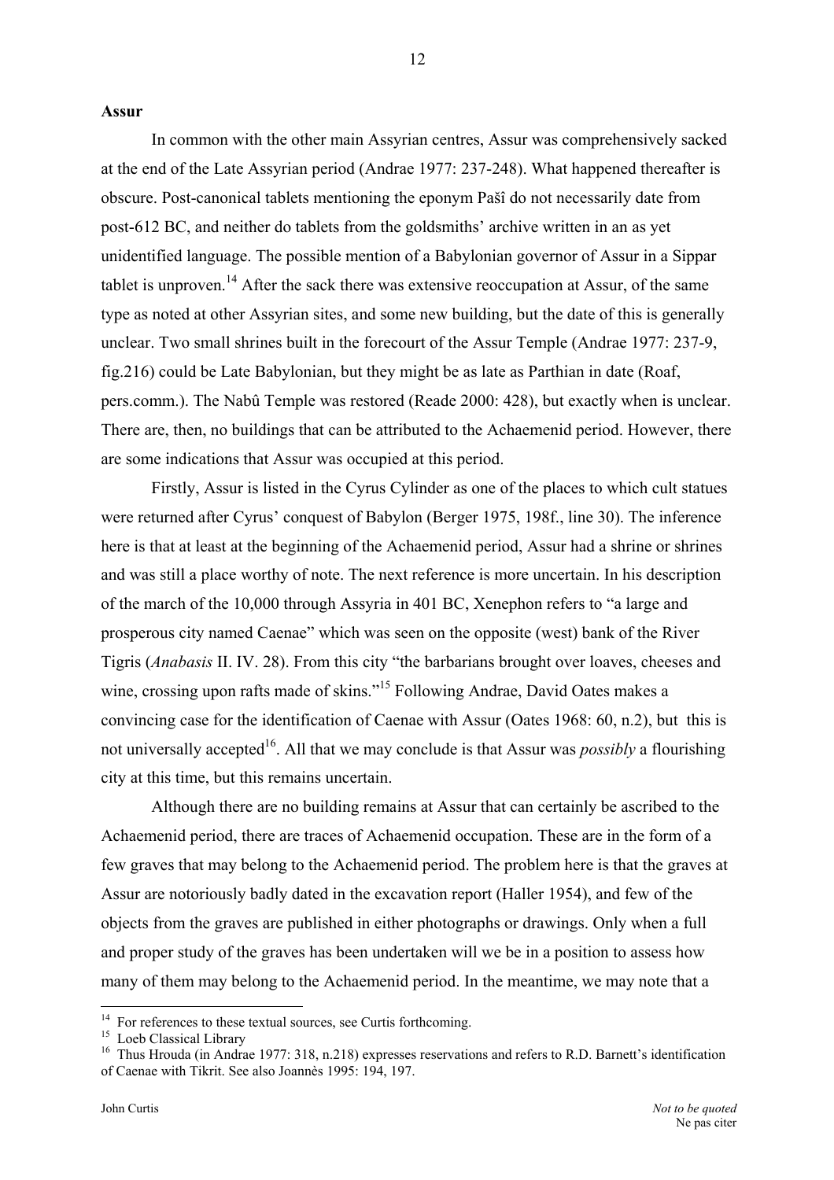**Assur**

In common with the other main Assyrian centres, Assur was comprehensively sacked at the end of the Late Assyrian period (Andrae 1977: 237-248). What happened thereafter is obscure. Post-canonical tablets mentioning the eponym Pašî do not necessarily date from post-612 BC, and neither do tablets from the goldsmiths' archive written in an as yet unidentified language. The possible mention of a Babylonian governor of Assur in a Sippar tablet is unproven.[14] After the sack there was extensive reoccupation at Assur, of the same type as noted at other Assyrian sites, and some new building, but the date of this is generally unclear. Two small shrines built in the forecourt of the Assur Temple (Andrae 1977: 237-9, fig.216) could be Late Babylonian, but they might be as late as Parthian in date (Roaf, pers.comm.). The Nabû Temple was restored (Reade 2000: 428), but exactly when is unclear. There are, then, no buildings that can be attributed to the Achaemenid period. However, there are some indications that Assur was occupied at this period.

Firstly, Assur is listed in the Cyrus Cylinder as one of the places to which cult statues were returned after Cyrus' conquest of Babylon (Berger 1975, 198f., line 30). The inference here is that at least at the beginning of the Achaemenid period, Assur had a shrine or shrines and was still a place worthy of note. The next reference is more uncertain. In his description of the march of the 10,000 through Assyria in 401 BC, Xenephon refers to "a large and prosperous city named Caenae" which was seen on the opposite (west) bank of the River Tigris (*Anabasis* II. IV. 28). From this city "the barbarians brought over loaves, cheeses and wine, crossing upon rafts made of skins."[15] Following Andrae, David Oates makes a convincing case for the identification of Caenae with Assur (Oates 1968: 60, n.2), but this is not universally accepted[16]. All that we may conclude is that Assur was *possibly* a flourishing city at this time, but this remains uncertain.

Although there are no building remains at Assur that can certainly be ascribed to the Achaemenid period, there are traces of Achaemenid occupation. These are in the form of a few graves that may belong to the Achaemenid period. The problem here is that the graves at Assur are notoriously badly dated in the excavation report (Haller 1954), and few of the objects from the graves are published in either photographs or drawings. Only when a full and proper study of the graves has been undertaken will we be in a position to assess how many of them may belong to the Achaemenid period. In the meantime, we may note that a

---

[14] For references to these textual sources, see Curtis forthcoming.

[15] Loeb Classical Library

[16] Thus Hrouda (in Andrae 1977: 318, n.218) expresses reservations and refers to R.D. Barnett's identification of Caenae with Tikrit. See also Joannès 1995: 194, 197.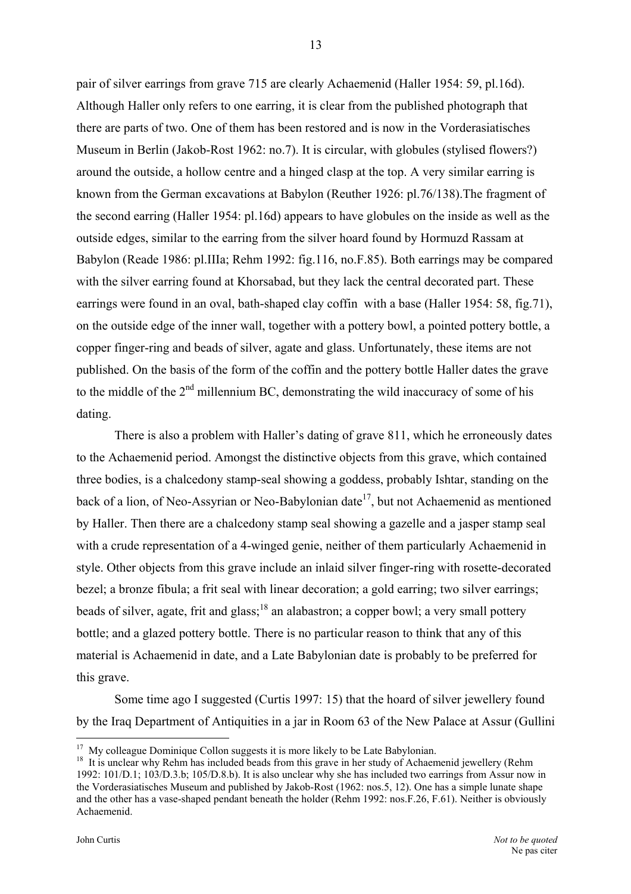pair of silver earrings from grave 715 are clearly Achaemenid (Haller 1954: 59, pl.16d). Although Haller only refers to one earring, it is clear from the published photograph that there are parts of two. One of them has been restored and is now in the Vorderasiatisches Museum in Berlin (Jakob-Rost 1962: no.7). It is circular, with globules (stylised flowers?) around the outside, a hollow centre and a hinged clasp at the top. A very similar earring is known from the German excavations at Babylon (Reuther 1926: pl.76/138).The fragment of the second earring (Haller 1954: pl.16d) appears to have globules on the inside as well as the outside edges, similar to the earring from the silver hoard found by Hormuzd Rassam at Babylon (Reade 1986: pl.IIIa; Rehm 1992: fig.116, no.F.85). Both earrings may be compared with the silver earring found at Khorsabad, but they lack the central decorated part. These earrings were found in an oval, bath-shaped clay coffin with a base (Haller 1954: 58, fig.71), on the outside edge of the inner wall, together with a pottery bowl, a pointed pottery bottle, a copper finger-ring and beads of silver, agate and glass. Unfortunately, these items are not published. On the basis of the form of the coffin and the pottery bottle Haller dates the grave to the middle of the 2nd millennium BC, demonstrating the wild inaccuracy of some of his dating.

There is also a problem with Haller's dating of grave 811, which he erroneously dates to the Achaemenid period. Amongst the distinctive objects from this grave, which contained three bodies, is a chalcedony stamp-seal showing a goddess, probably Ishtar, standing on the back of a lion, of Neo-Assyrian or Neo-Babylonian date[17], but not Achaemenid as mentioned by Haller. Then there are a chalcedony stamp seal showing a gazelle and a jasper stamp seal with a crude representation of a 4-winged genie, neither of them particularly Achaemenid in style. Other objects from this grave include an inlaid silver finger-ring with rosette-decorated bezel; a bronze fibula; a frit seal with linear decoration; a gold earring; two silver earrings; beads of silver, agate, frit and glass;[18] an alabastron; a copper bowl; a very small pottery bottle; and a glazed pottery bottle. There is no particular reason to think that any of this material is Achaemenid in date, and a Late Babylonian date is probably to be preferred for this grave.

Some time ago I suggested (Curtis 1997: 15) that the hoard of silver jewellery found by the Iraq Department of Antiquities in a jar in Room 63 of the New Palace at Assur (Gullini

---

[17] My colleague Dominique Collon suggests it is more likely to be Late Babylonian.

[18] It is unclear why Rehm has included beads from this grave in her study of Achaemenid jewellery (Rehm 1992: 101/D.1; 103/D.3.b; 105/D.8.b). It is also unclear why she has included two earrings from Assur now in the Vorderasiatisches Museum and published by Jakob-Rost (1962: nos.5, 12). One has a simple lunate shape and the other has a vase-shaped pendant beneath the holder (Rehm 1992: nos.F.26, F.61). Neither is obviously Achaemenid.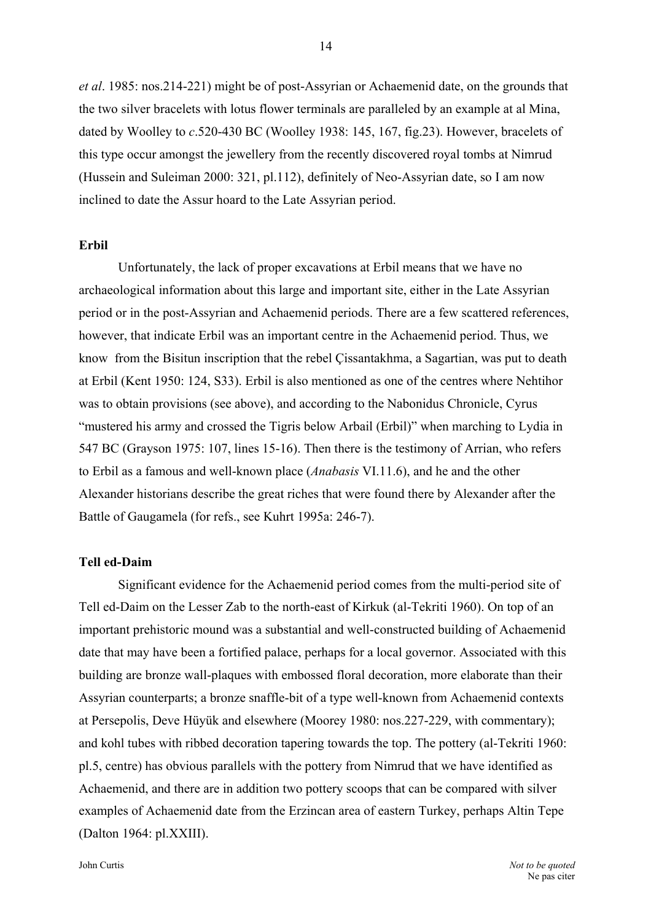*et al*. 1985: nos.214-221) might be of post-Assyrian or Achaemenid date, on the grounds that the two silver bracelets with lotus flower terminals are paralleled by an example at al Mina, dated by Woolley to *c*.520-430 BC (Woolley 1938: 145, 167, fig.23). However, bracelets of this type occur amongst the jewellery from the recently discovered royal tombs at Nimrud (Hussein and Suleiman 2000: 321, pl.112), definitely of Neo-Assyrian date, so I am now inclined to date the Assur hoard to the Late Assyrian period.

**Erbil**

Unfortunately, the lack of proper excavations at Erbil means that we have no archaeological information about this large and important site, either in the Late Assyrian period or in the post-Assyrian and Achaemenid periods. There are a few scattered references, however, that indicate Erbil was an important centre in the Achaemenid period. Thus, we know from the Bisitun inscription that the rebel Çissantakhma, a Sagartian, was put to death at Erbil (Kent 1950: 124, S33). Erbil is also mentioned as one of the centres where Nehtihor was to obtain provisions (see above), and according to the Nabonidus Chronicle, Cyrus "mustered his army and crossed the Tigris below Arbail (Erbil)" when marching to Lydia in 547 BC (Grayson 1975: 107, lines 15-16). Then there is the testimony of Arrian, who refers to Erbil as a famous and well-known place (*Anabasis* VI.11.6), and he and the other Alexander historians describe the great riches that were found there by Alexander after the Battle of Gaugamela (for refs., see Kuhrt 1995a: 246-7).

**Tell ed-Daim**

Significant evidence for the Achaemenid period comes from the multi-period site of Tell ed-Daim on the Lesser Zab to the north-east of Kirkuk (al-Tekriti 1960). On top of an important prehistoric mound was a substantial and well-constructed building of Achaemenid date that may have been a fortified palace, perhaps for a local governor. Associated with this building are bronze wall-plaques with embossed floral decoration, more elaborate than their Assyrian counterparts; a bronze snaffle-bit of a type well-known from Achaemenid contexts at Persepolis, Deve Hüyük and elsewhere (Moorey 1980: nos.227-229, with commentary); and kohl tubes with ribbed decoration tapering towards the top. The pottery (al-Tekriti 1960: pl.5, centre) has obvious parallels with the pottery from Nimrud that we have identified as Achaemenid, and there are in addition two pottery scoops that can be compared with silver examples of Achaemenid date from the Erzincan area of eastern Turkey, perhaps Altin Tepe (Dalton 1964: pl.XXIII).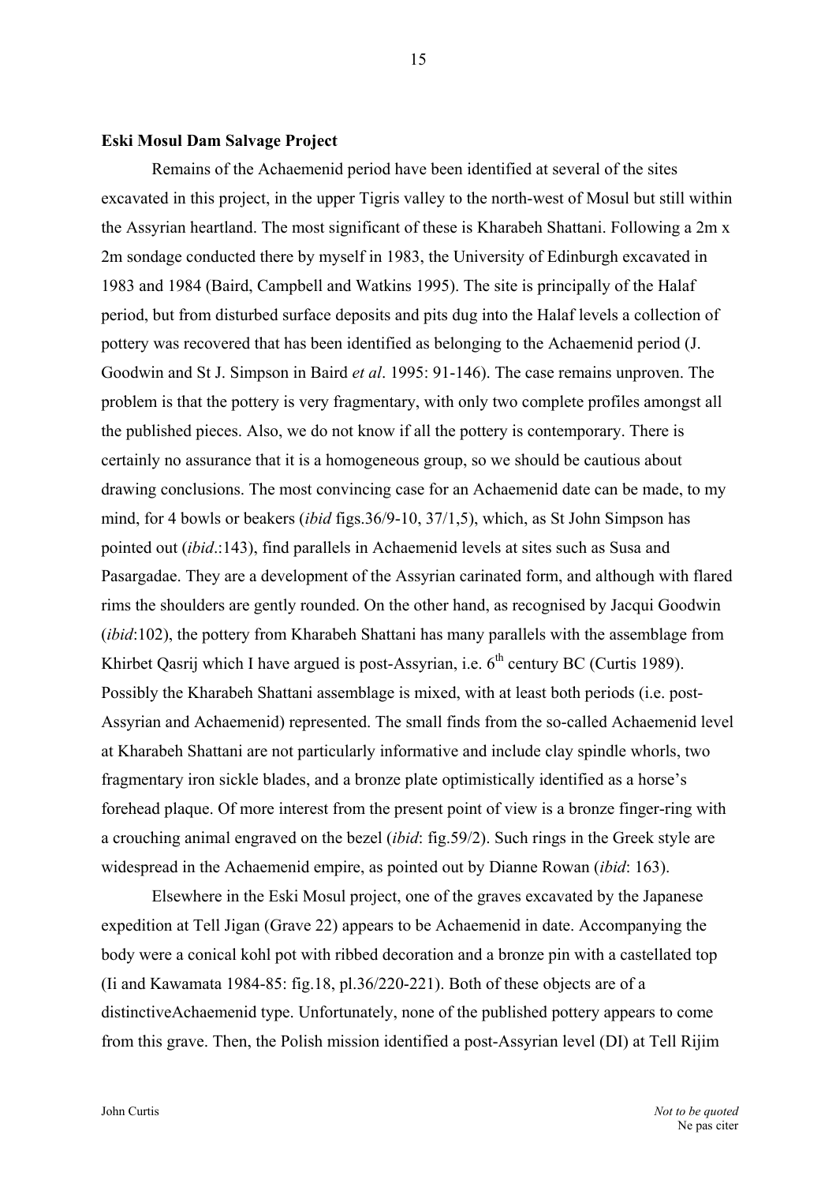**Eski Mosul Dam Salvage Project**

Remains of the Achaemenid period have been identified at several of the sites excavated in this project, in the upper Tigris valley to the north-west of Mosul but still within the Assyrian heartland. The most significant of these is Kharabeh Shattani. Following a 2m x 2m sondage conducted there by myself in 1983, the University of Edinburgh excavated in 1983 and 1984 (Baird, Campbell and Watkins 1995). The site is principally of the Halaf period, but from disturbed surface deposits and pits dug into the Halaf levels a collection of pottery was recovered that has been identified as belonging to the Achaemenid period (J. Goodwin and St J. Simpson in Baird *et al*. 1995: 91-146). The case remains unproven. The problem is that the pottery is very fragmentary, with only two complete profiles amongst all the published pieces. Also, we do not know if all the pottery is contemporary. There is certainly no assurance that it is a homogeneous group, so we should be cautious about drawing conclusions. The most convincing case for an Achaemenid date can be made, to my mind, for 4 bowls or beakers (*ibid* figs.36/9-10, 37/1,5), which, as St John Simpson has pointed out (*ibid*.:143), find parallels in Achaemenid levels at sites such as Susa and Pasargadae. They are a development of the Assyrian carinated form, and although with flared rims the shoulders are gently rounded. On the other hand, as recognised by Jacqui Goodwin (*ibid*:102), the pottery from Kharabeh Shattani has many parallels with the assemblage from Khirbet Qasrij which I have argued is post-Assyrian, i.e. 6th century BC (Curtis 1989). Possibly the Kharabeh Shattani assemblage is mixed, with at least both periods (i.e. post-Assyrian and Achaemenid) represented. The small finds from the so-called Achaemenid level at Kharabeh Shattani are not particularly informative and include clay spindle whorls, two fragmentary iron sickle blades, and a bronze plate optimistically identified as a horse's forehead plaque. Of more interest from the present point of view is a bronze finger-ring with a crouching animal engraved on the bezel (*ibid*: fig.59/2). Such rings in the Greek style are widespread in the Achaemenid empire, as pointed out by Dianne Rowan (*ibid*: 163).

Elsewhere in the Eski Mosul project, one of the graves excavated by the Japanese expedition at Tell Jigan (Grave 22) appears to be Achaemenid in date. Accompanying the body were a conical kohl pot with ribbed decoration and a bronze pin with a castellated top (Ii and Kawamata 1984-85: fig.18, pl.36/220-221). Both of these objects are of a distinctiveAchaemenid type. Unfortunately, none of the published pottery appears to come from this grave. Then, the Polish mission identified a post-Assyrian level (DI) at Tell Rijim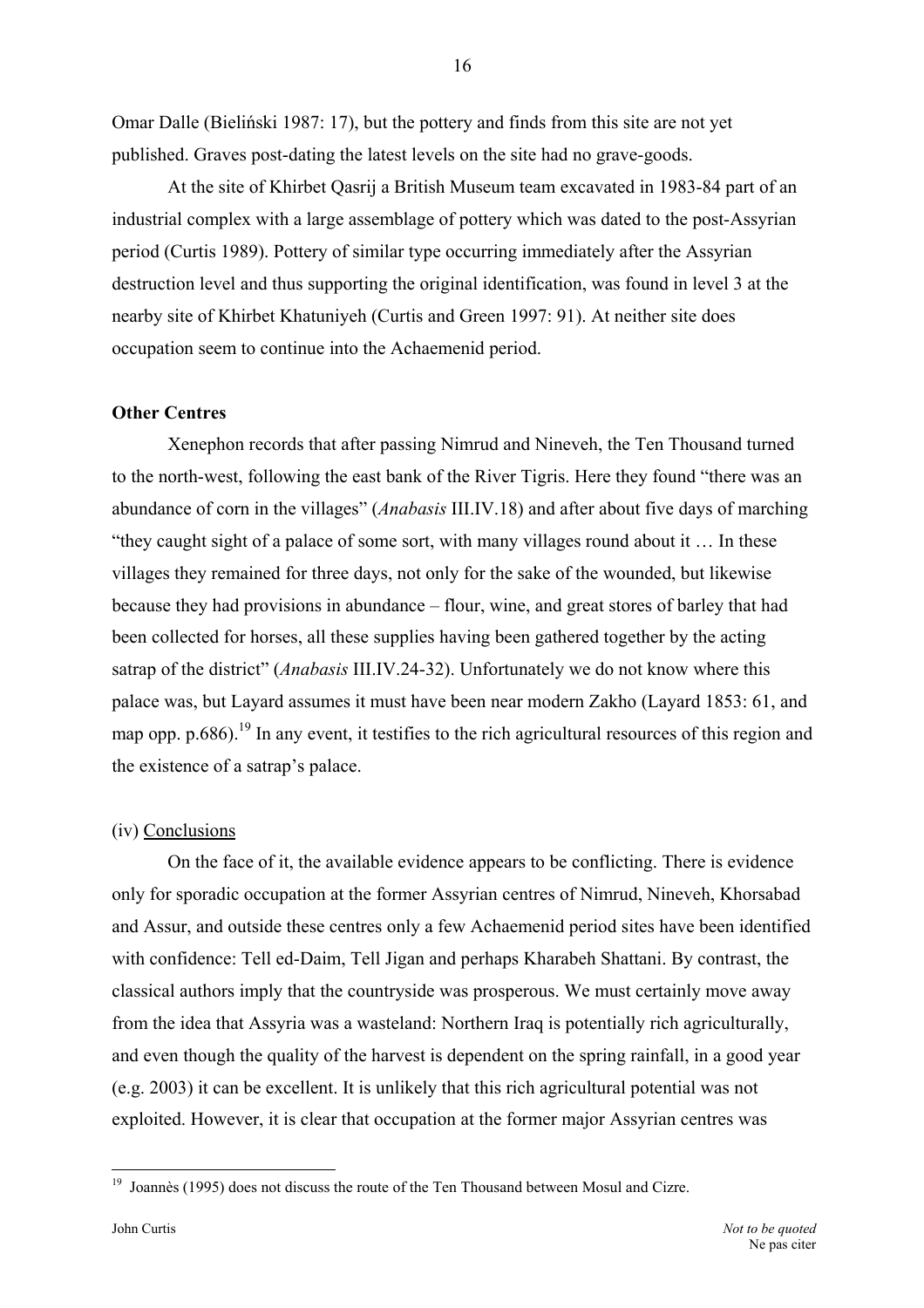Omar Dalle (Bieliński 1987: 17), but the pottery and finds from this site are not yet published. Graves post-dating the latest levels on the site had no grave-goods.

At the site of Khirbet Qasrij a British Museum team excavated in 1983-84 part of an industrial complex with a large assemblage of pottery which was dated to the post-Assyrian period (Curtis 1989). Pottery of similar type occurring immediately after the Assyrian destruction level and thus supporting the original identification, was found in level 3 at the nearby site of Khirbet Khatuniyeh (Curtis and Green 1997: 91). At neither site does occupation seem to continue into the Achaemenid period.

**Other Centres**

Xenephon records that after passing Nimrud and Nineveh, the Ten Thousand turned to the north-west, following the east bank of the River Tigris. Here they found "there was an abundance of corn in the villages" (*Anabasis* III.IV.18) and after about five days of marching "they caught sight of a palace of some sort, with many villages round about it … In these villages they remained for three days, not only for the sake of the wounded, but likewise because they had provisions in abundance – flour, wine, and great stores of barley that had been collected for horses, all these supplies having been gathered together by the acting satrap of the district" (*Anabasis* III.IV.24-32). Unfortunately we do not know where this palace was, but Layard assumes it must have been near modern Zakho (Layard 1853: 61, and map opp. p.686).[19] In any event, it testifies to the rich agricultural resources of this region and the existence of a satrap's palace.

(iv) <u>Conclusions</u>

On the face of it, the available evidence appears to be conflicting. There is evidence only for sporadic occupation at the former Assyrian centres of Nimrud, Nineveh, Khorsabad and Assur, and outside these centres only a few Achaemenid period sites have been identified with confidence: Tell ed-Daim, Tell Jigan and perhaps Kharabeh Shattani. By contrast, the classical authors imply that the countryside was prosperous. We must certainly move away from the idea that Assyria was a wasteland: Northern Iraq is potentially rich agriculturally, and even though the quality of the harvest is dependent on the spring rainfall, in a good year (e.g. 2003) it can be excellent. It is unlikely that this rich agricultural potential was not exploited. However, it is clear that occupation at the former major Assyrian centres was

---

[19] Joannès (1995) does not discuss the route of the Ten Thousand between Mosul and Cizre.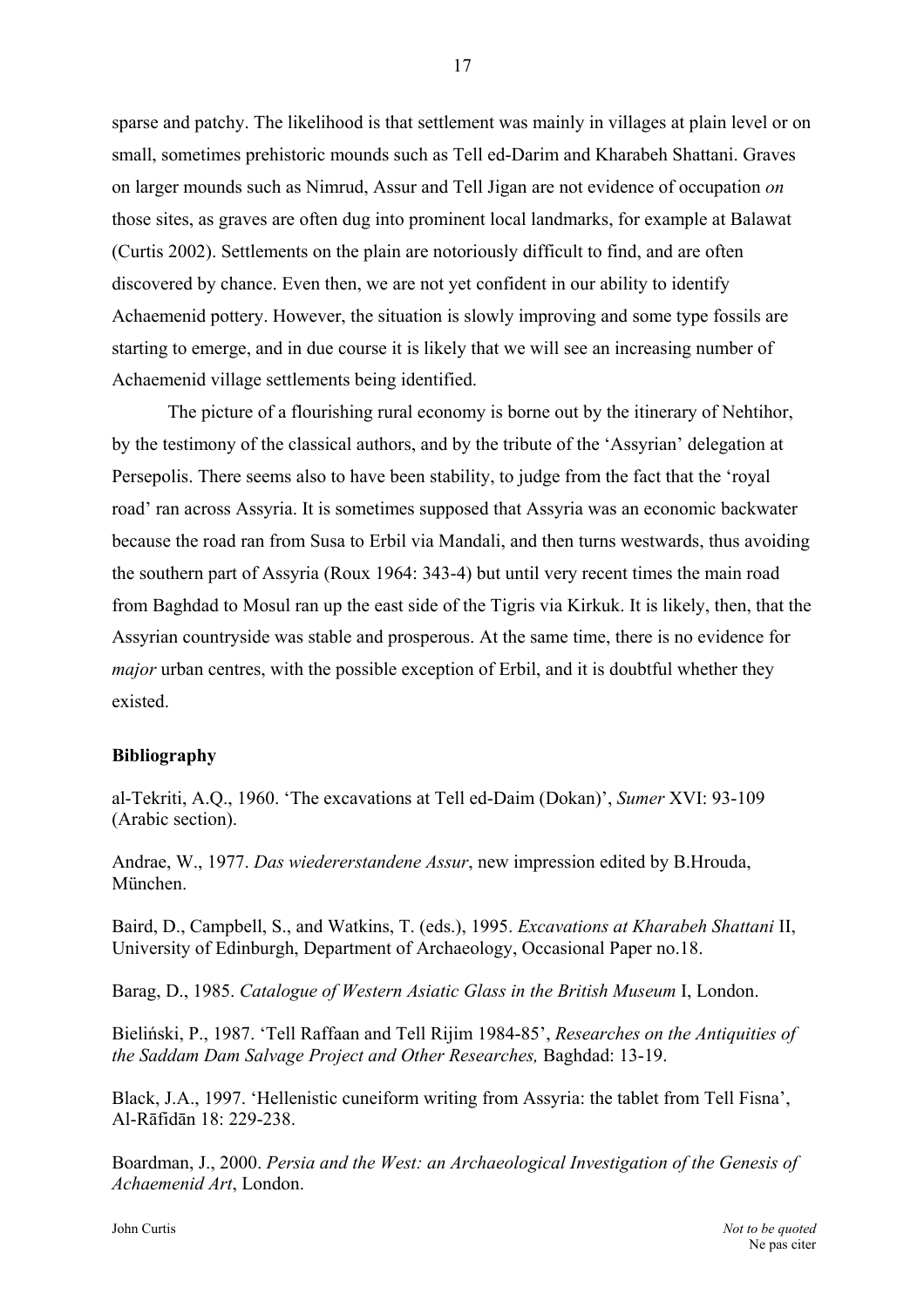sparse and patchy. The likelihood is that settlement was mainly in villages at plain level or on small, sometimes prehistoric mounds such as Tell ed-Darim and Kharabeh Shattani. Graves on larger mounds such as Nimrud, Assur and Tell Jigan are not evidence of occupation *on* those sites, as graves are often dug into prominent local landmarks, for example at Balawat (Curtis 2002). Settlements on the plain are notoriously difficult to find, and are often discovered by chance. Even then, we are not yet confident in our ability to identify Achaemenid pottery. However, the situation is slowly improving and some type fossils are starting to emerge, and in due course it is likely that we will see an increasing number of Achaemenid village settlements being identified.

The picture of a flourishing rural economy is borne out by the itinerary of Nehtihor, by the testimony of the classical authors, and by the tribute of the 'Assyrian' delegation at Persepolis. There seems also to have been stability, to judge from the fact that the 'royal road' ran across Assyria. It is sometimes supposed that Assyria was an economic backwater because the road ran from Susa to Erbil via Mandali, and then turns westwards, thus avoiding the southern part of Assyria (Roux 1964: 343-4) but until very recent times the main road from Baghdad to Mosul ran up the east side of the Tigris via Kirkuk. It is likely, then, that the Assyrian countryside was stable and prosperous. At the same time, there is no evidence for *major* urban centres, with the possible exception of Erbil, and it is doubtful whether they existed.

**Bibliography**

al-Tekriti, A.Q., 1960. 'The excavations at Tell ed-Daim (Dokan)', *Sumer* XVI: 93-109 (Arabic section).

Andrae, W., 1977. *Das wiedererstandene Assur*, new impression edited by B.Hrouda, München.

Baird, D., Campbell, S., and Watkins, T. (eds.), 1995. *Excavations at Kharabeh Shattani* II, University of Edinburgh, Department of Archaeology, Occasional Paper no.18.

Barag, D., 1985. *Catalogue of Western Asiatic Glass in the British Museum* I, London.

Bieliński, P., 1987. 'Tell Raffaan and Tell Rijim 1984-85', *Researches on the Antiquities of the Saddam Dam Salvage Project and Other Researches,* Baghdad: 13-19.

Black, J.A., 1997. 'Hellenistic cuneiform writing from Assyria: the tablet from Tell Fisna', Al-Rāfidān 18: 229-238.

Boardman, J., 2000. *Persia and the West: an Archaeological Investigation of the Genesis of Achaemenid Art*, London.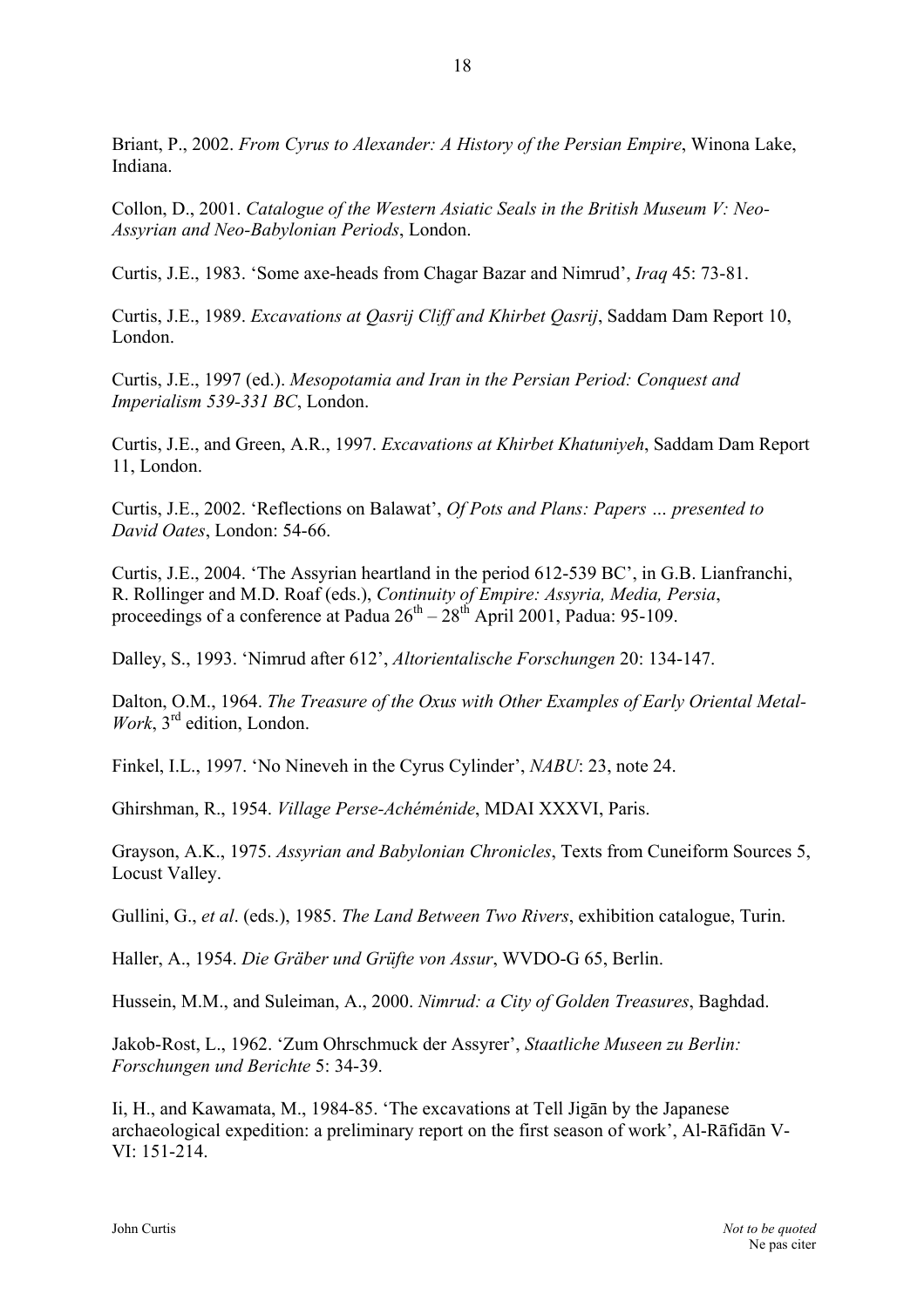Briant, P., 2002. *From Cyrus to Alexander: A History of the Persian Empire*, Winona Lake, Indiana.

Collon, D., 2001. *Catalogue of the Western Asiatic Seals in the British Museum V: Neo-Assyrian and Neo-Babylonian Periods*, London.

Curtis, J.E., 1983. 'Some axe-heads from Chagar Bazar and Nimrud', *Iraq* 45: 73-81.

Curtis, J.E., 1989. *Excavations at Qasrij Cliff and Khirbet Qasrij*, Saddam Dam Report 10, London.

Curtis, J.E., 1997 (ed.). *Mesopotamia and Iran in the Persian Period: Conquest and Imperialism 539-331 BC*, London.

Curtis, J.E., and Green, A.R., 1997. *Excavations at Khirbet Khatuniyeh*, Saddam Dam Report 11, London.

Curtis, J.E., 2002. 'Reflections on Balawat', *Of Pots and Plans: Papers … presented to David Oates*, London: 54-66.

Curtis, J.E., 2004. 'The Assyrian heartland in the period 612-539 BC', in G.B. Lianfranchi, R. Rollinger and M.D. Roaf (eds.), *Continuity of Empire: Assyria, Media, Persia*, proceedings of a conference at Padua 26th – 28th April 2001, Padua: 95-109.

Dalley, S., 1993. 'Nimrud after 612', *Altorientalische Forschungen* 20: 134-147.

Dalton, O.M., 1964. *The Treasure of the Oxus with Other Examples of Early Oriental Metal-Work*, 3rd edition, London.

Finkel, I.L., 1997. 'No Nineveh in the Cyrus Cylinder', *NABU*: 23, note 24.

Ghirshman, R., 1954. *Village Perse-Achéménide*, MDAI XXXVI, Paris.

Grayson, A.K., 1975. *Assyrian and Babylonian Chronicles*, Texts from Cuneiform Sources 5, Locust Valley.

Gullini, G., *et al*. (eds.), 1985. *The Land Between Two Rivers*, exhibition catalogue, Turin.

Haller, A., 1954. *Die Gräber und Grüfte von Assur*, WVDO-G 65, Berlin.

Hussein, M.M., and Suleiman, A., 2000. *Nimrud: a City of Golden Treasures*, Baghdad.

Jakob-Rost, L., 1962. 'Zum Ohrschmuck der Assyrer', *Staatliche Museen zu Berlin: Forschungen und Berichte* 5: 34-39.

Ii, H., and Kawamata, M., 1984-85. 'The excavations at Tell Jigān by the Japanese archaeological expedition: a preliminary report on the first season of work', Al-Rāfidān V-VI: 151-214.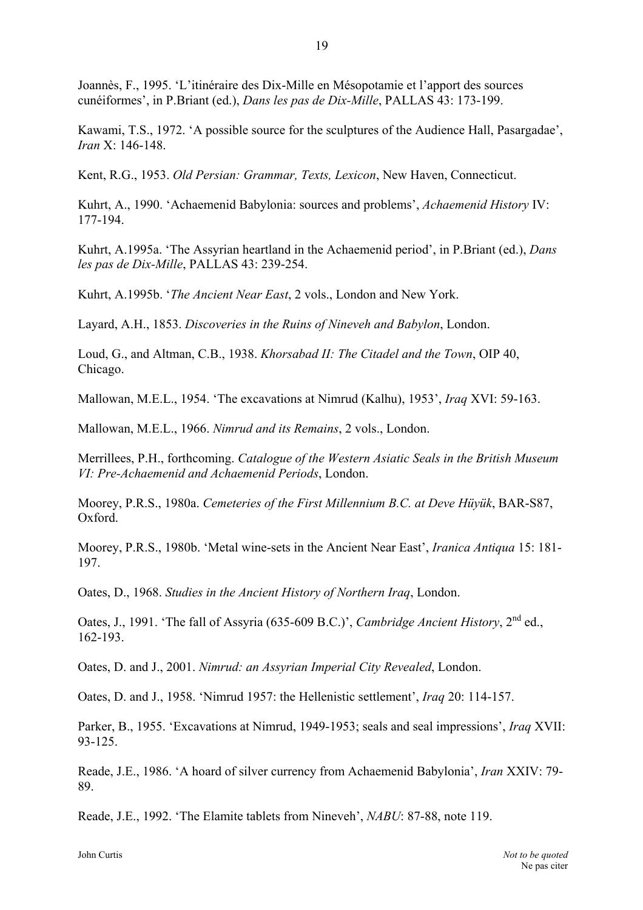Joannès, F., 1995. 'L'itinéraire des Dix-Mille en Mésopotamie et l'apport des sources cunéiformes', in P.Briant (ed.), *Dans les pas de Dix-Mille*, PALLAS 43: 173-199.

Kawami, T.S., 1972. 'A possible source for the sculptures of the Audience Hall, Pasargadae', *Iran* X: 146-148.

Kent, R.G., 1953. *Old Persian: Grammar, Texts, Lexicon*, New Haven, Connecticut.

Kuhrt, A., 1990. 'Achaemenid Babylonia: sources and problems', *Achaemenid History* IV: 177-194.

Kuhrt, A.1995a. 'The Assyrian heartland in the Achaemenid period', in P.Briant (ed.), *Dans les pas de Dix-Mille*, PALLAS 43: 239-254.

Kuhrt, A.1995b. '*The Ancient Near East*, 2 vols., London and New York.

Layard, A.H., 1853. *Discoveries in the Ruins of Nineveh and Babylon*, London.

Loud, G., and Altman, C.B., 1938. *Khorsabad II: The Citadel and the Town*, OIP 40, Chicago.

Mallowan, M.E.L., 1954. 'The excavations at Nimrud (Kalhu), 1953', *Iraq* XVI: 59-163.

Mallowan, M.E.L., 1966. *Nimrud and its Remains*, 2 vols., London.

Merrillees, P.H., forthcoming. *Catalogue of the Western Asiatic Seals in the British Museum VI: Pre-Achaemenid and Achaemenid Periods*, London.

Moorey, P.R.S., 1980a. *Cemeteries of the First Millennium B.C. at Deve Hüyük*, BAR-S87, Oxford.

Moorey, P.R.S., 1980b. 'Metal wine-sets in the Ancient Near East', *Iranica Antiqua* 15: 181-197.

Oates, D., 1968. *Studies in the Ancient History of Northern Iraq*, London.

Oates, J., 1991. 'The fall of Assyria (635-609 B.C.)', *Cambridge Ancient History*, 2nd ed., 162-193.

Oates, D. and J., 2001. *Nimrud: an Assyrian Imperial City Revealed*, London.

Oates, D. and J., 1958. 'Nimrud 1957: the Hellenistic settlement', *Iraq* 20: 114-157.

Parker, B., 1955. 'Excavations at Nimrud, 1949-1953; seals and seal impressions', *Iraq* XVII: 93-125.

Reade, J.E., 1986. 'A hoard of silver currency from Achaemenid Babylonia', *Iran* XXIV: 79-89.

Reade, J.E., 1992. 'The Elamite tablets from Nineveh', *NABU*: 87-88, note 119.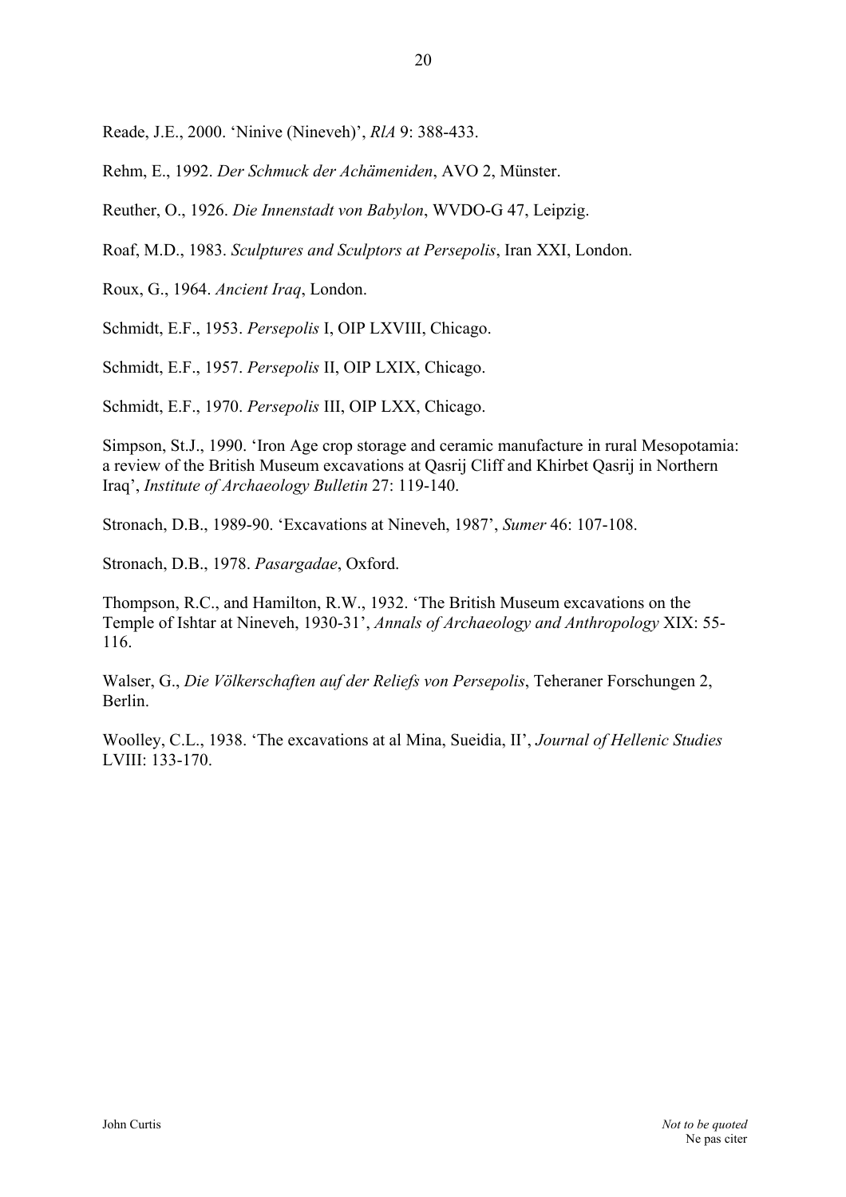Reade, J.E., 2000. 'Ninive (Nineveh)', *RlA* 9: 388-433.

Rehm, E., 1992. *Der Schmuck der Achämeniden*, AVO 2, Münster.

Reuther, O., 1926. *Die Innenstadt von Babylon*, WVDO-G 47, Leipzig.

Roaf, M.D., 1983. *Sculptures and Sculptors at Persepolis*, Iran XXI, London.

Roux, G., 1964. *Ancient Iraq*, London.

Schmidt, E.F., 1953. *Persepolis* I, OIP LXVIII, Chicago.

Schmidt, E.F., 1957. *Persepolis* II, OIP LXIX, Chicago.

Schmidt, E.F., 1970. *Persepolis* III, OIP LXX, Chicago.

Simpson, St.J., 1990. 'Iron Age crop storage and ceramic manufacture in rural Mesopotamia: a review of the British Museum excavations at Qasrij Cliff and Khirbet Qasrij in Northern Iraq', *Institute of Archaeology Bulletin* 27: 119-140.

Stronach, D.B., 1989-90. 'Excavations at Nineveh, 1987', *Sumer* 46: 107-108.

Stronach, D.B., 1978. *Pasargadae*, Oxford.

Thompson, R.C., and Hamilton, R.W., 1932. 'The British Museum excavations on the Temple of Ishtar at Nineveh, 1930-31', *Annals of Archaeology and Anthropology* XIX: 55-116.

Walser, G., *Die Völkerschaften auf der Reliefs von Persepolis*, Teheraner Forschungen 2, Berlin.

Woolley, C.L., 1938. 'The excavations at al Mina, Sueidia, II', *Journal of Hellenic Studies* LVIII: 133-170.